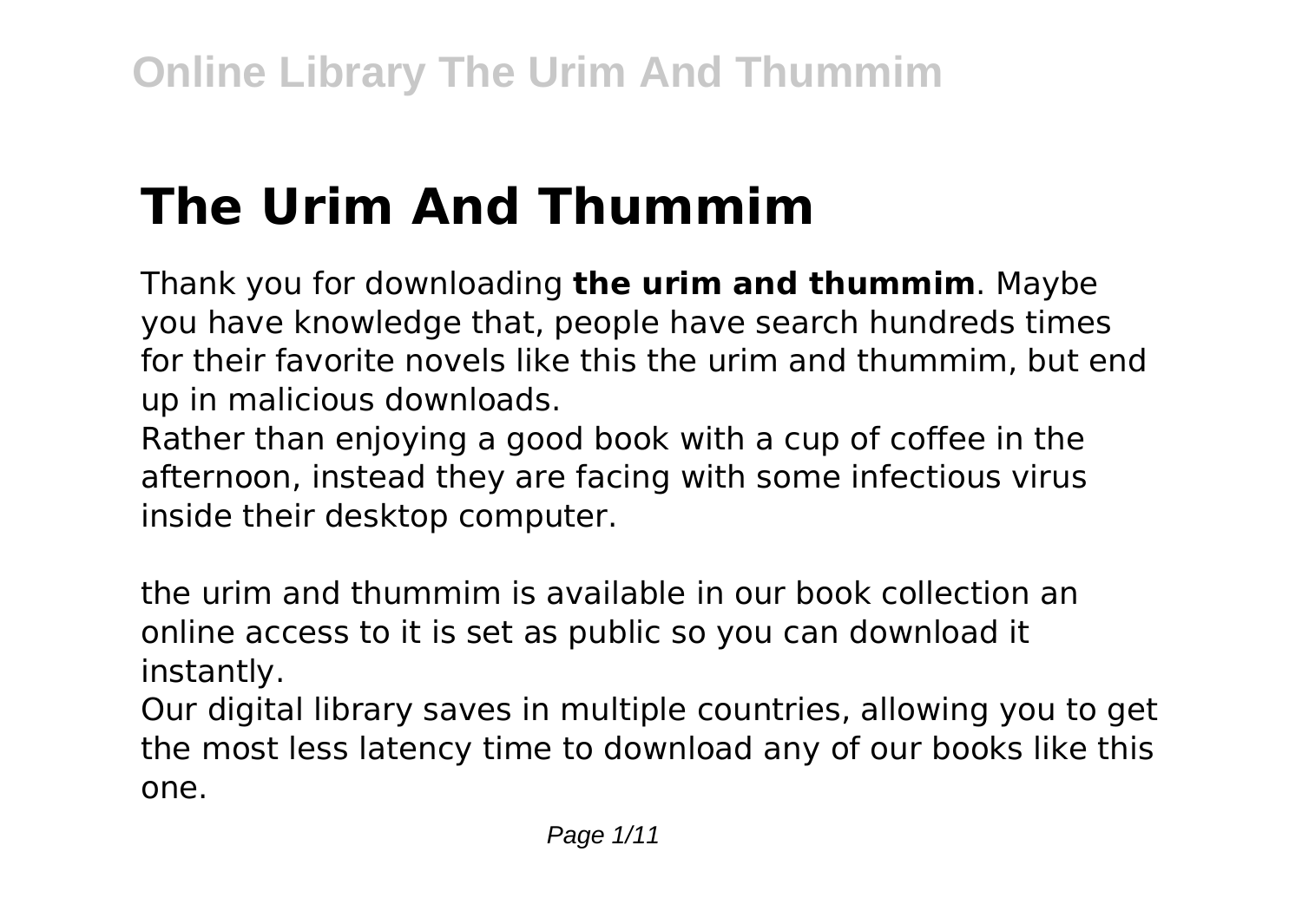# The Urim And Thummim

Thank you for downloading **the urim and thummim**. Maybe you have knowledge that, people have search hundreds times for their favorite novels like this the urim and thummim, but end up in malicious downloads.

Rather than enjoying a good book with a cup of coffee in the afternoon, instead they are facing with some infectious virus inside their desktop computer.

the urim and thummim is available in our book collection an online access to it is set as public so you can download it instantly.

Our digital library saves in multiple countries, allowing you to get the most less latency time to download any of our books like this one.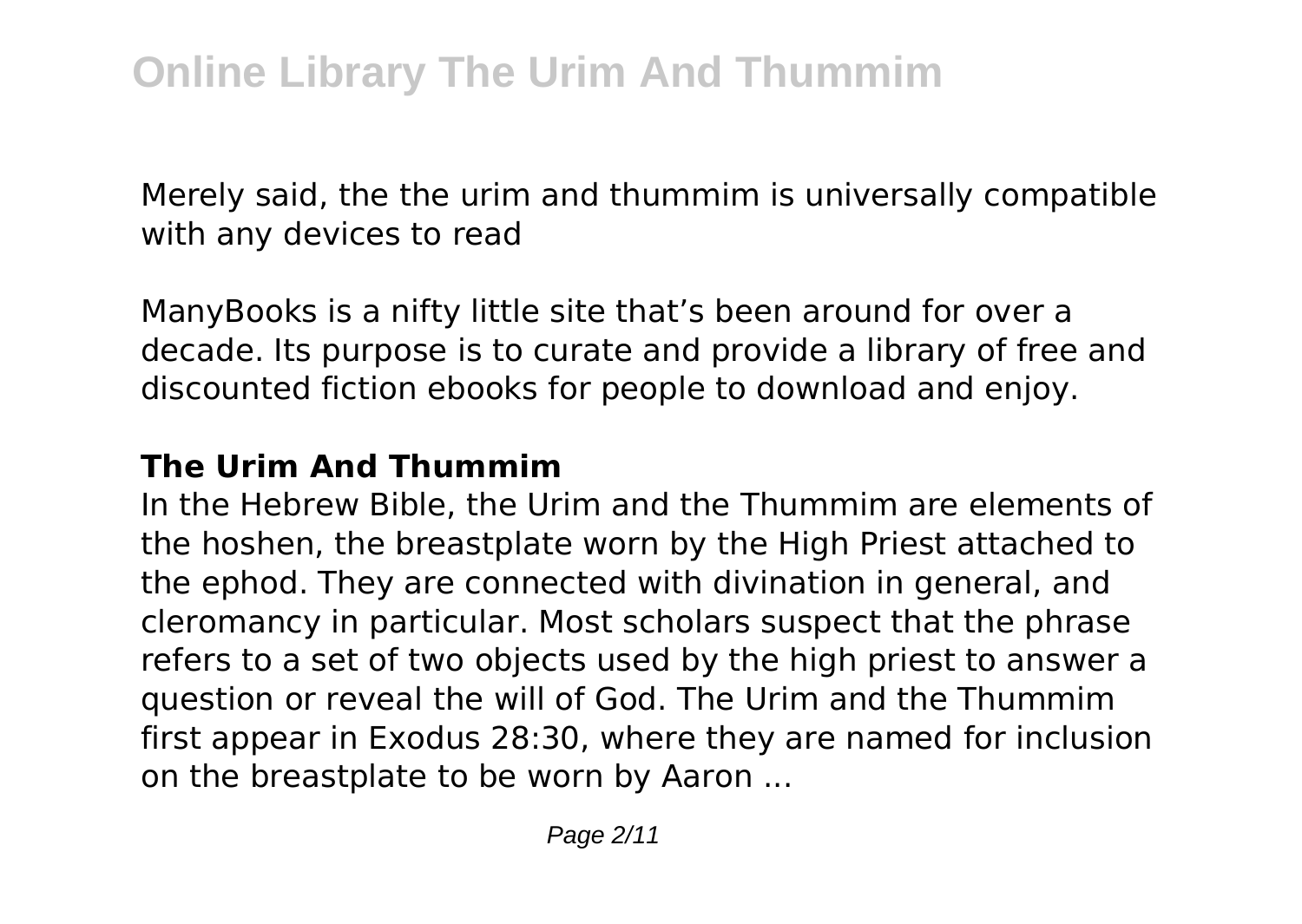Merely said, the the urim and thummim is universally compatible with any devices to read

ManyBooks is a nifty little site that's been around for over a decade. Its purpose is to curate and provide a library of free and discounted fiction ebooks for people to download and enjoy.

## The Urim And Thummim

In the Hebrew Bible, the Urim and the Thummim are elements of the hoshen, the breastplate worn by the High Priest attached to the ephod. They are connected with divination in general, and cleromancy in particular. Most scholars suspect that the phrase refers to a set of two objects used by the high priest to answer a question or reveal the will of God. The Urim and the Thummim first appear in Exodus 28:30, where they are named for inclusion on the breastplate to be worn by Aaron ...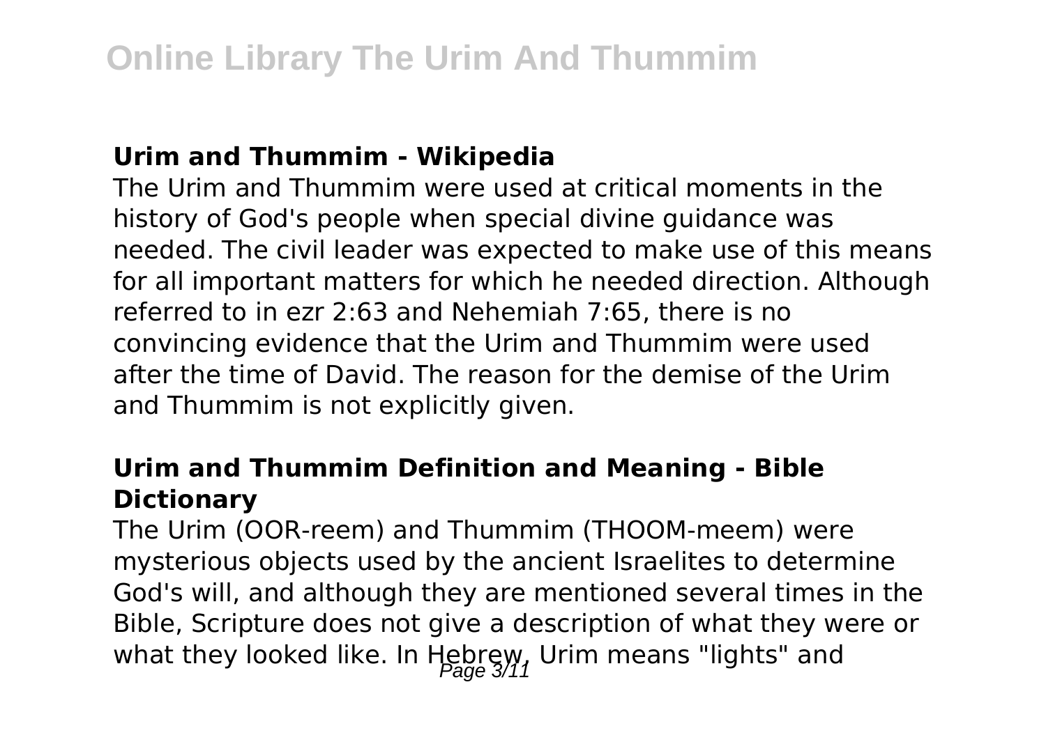**Urim and Thummim - Wikipedia**

The Urim and Thummim were used at critical moments in the history of God's people when special divine guidance was needed. The civil leader was expected to make use of this means for all important matters for which he needed direction. Although referred to in ezr 2:63 and Nehemiah 7:65, there is no convincing evidence that the Urim and Thummim were used after the time of David. The reason for the demise of the Urim and Thummim is not explicitly given.

**Urim and Thummim Definition and Meaning - Bible Dictionary**

The Urim (OOR-reem) and Thummim (THOOM-meem) were mysterious objects used by the ancient Israelites to determine God's will, and although they are mentioned several times in the Bible, Scripture does not give a description of what they were or what they looked like. In Hebrew, Urim means "lights" and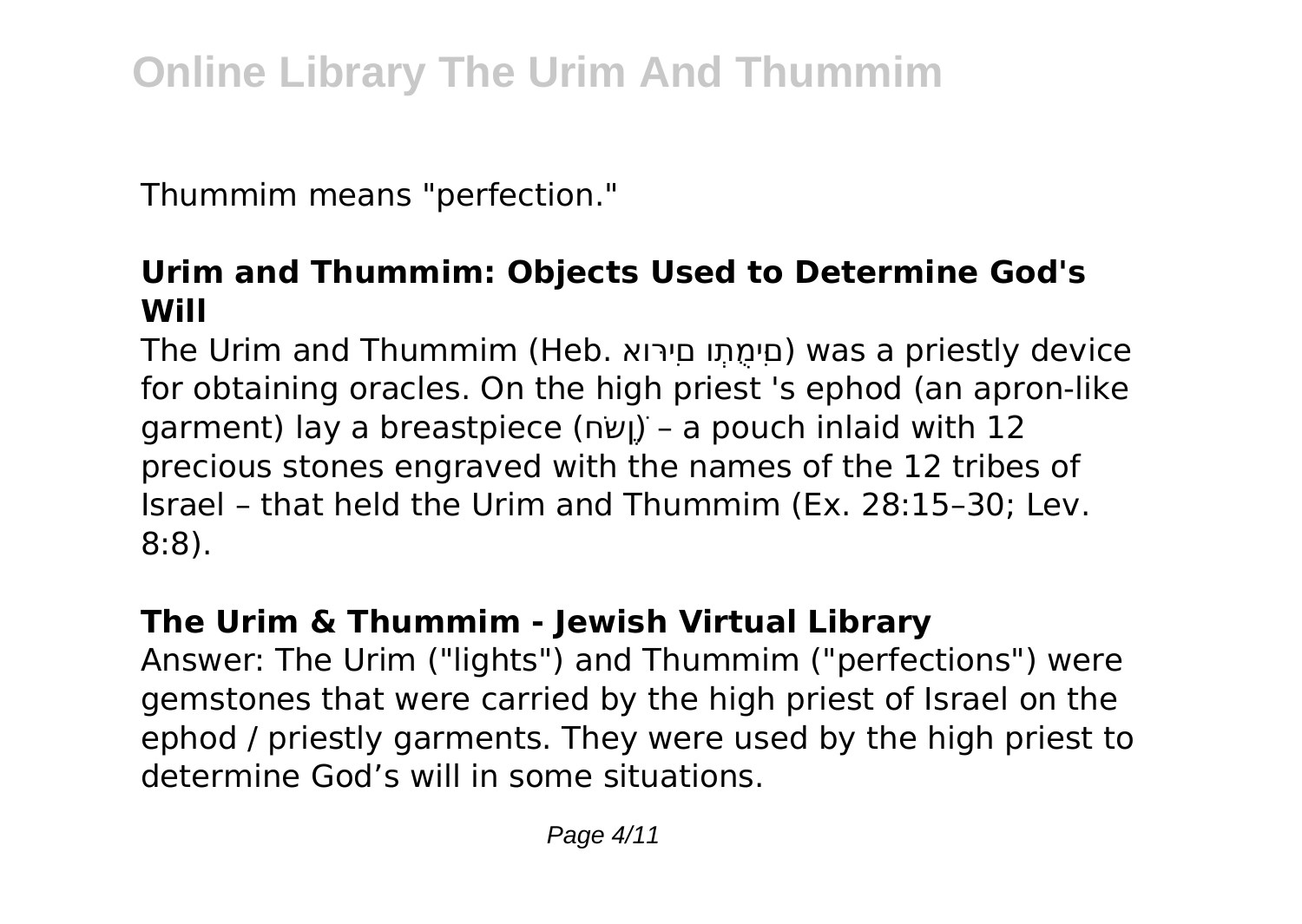Thummim means "perfection."

## Urim and Thummim: Objects Used to Determine God's Will

The Urim and Thummim (Heb. םיִמֻּתְו םיִרוּא) was a priestly device for obtaining oracles. On the high priest 's ephod (an apron-like garment) lay a breastpiece (ןֶשֹׁח) – a pouch inlaid with 12 precious stones engraved with the names of the 12 tribes of Israel – that held the Urim and Thummim (Ex. 28:15–30; Lev. 8:8).

## The Urim & Thummim - Jewish Virtual Library

Answer: The Urim ("lights") and Thummim ("perfections") were gemstones that were carried by the high priest of Israel on the ephod / priestly garments. They were used by the high priest to determine God's will in some situations.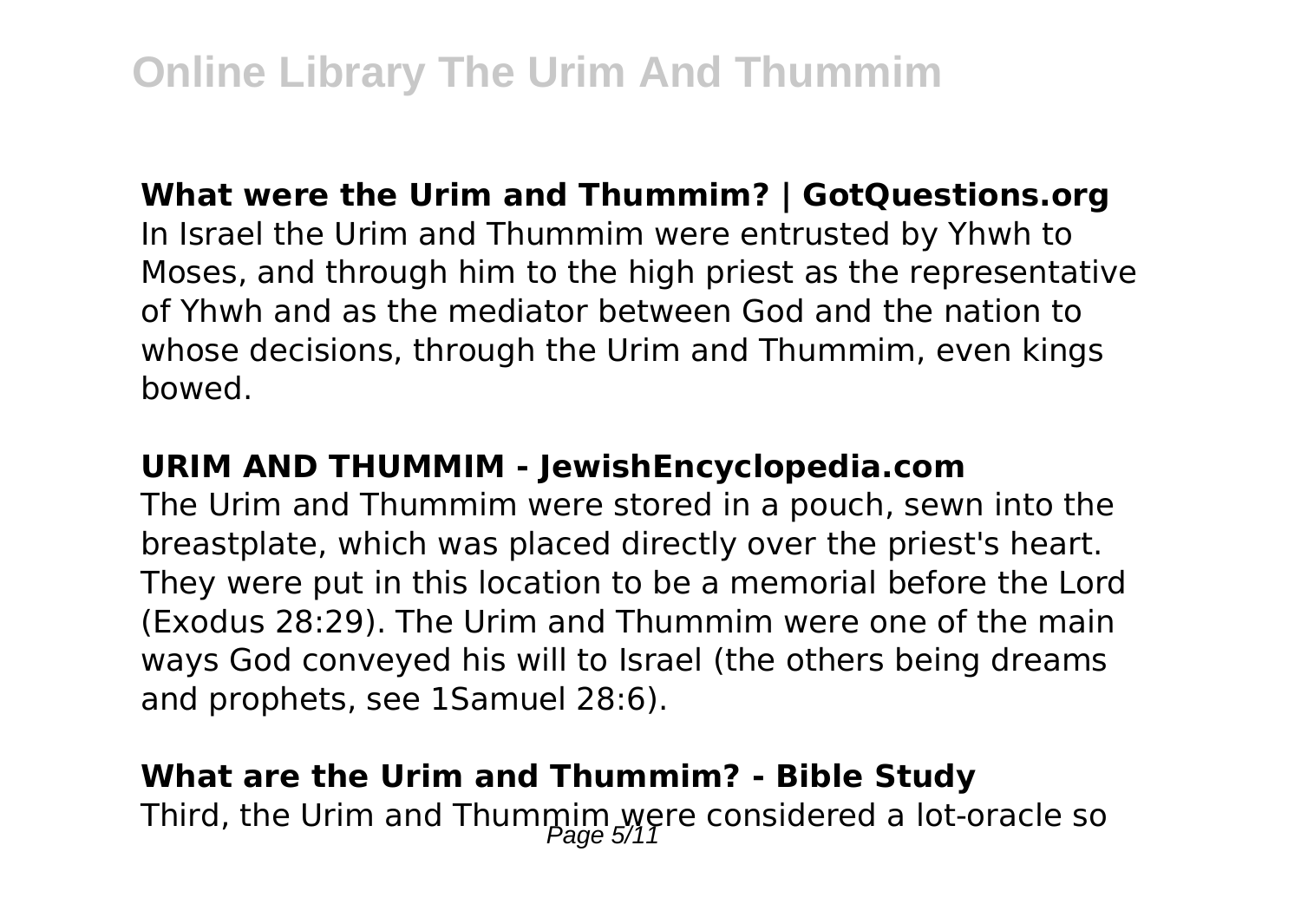**What were the Urim and Thummim? | GotQuestions.org**

In Israel the Urim and Thummim were entrusted by Yhwh to Moses, and through him to the high priest as the representative of Yhwh and as the mediator between God and the nation to whose decisions, through the Urim and Thummim, even kings bowed.

**URIM AND THUMMIM - JewishEncyclopedia.com**

The Urim and Thummim were stored in a pouch, sewn into the breastplate, which was placed directly over the priest's heart. They were put in this location to be a memorial before the Lord (Exodus 28:29). The Urim and Thummim were one of the main ways God conveyed his will to Israel (the others being dreams and prophets, see 1Samuel 28:6).

**What are the Urim and Thummim? - Bible Study**

Third, the Urim and Thummim were considered a lot-oracle so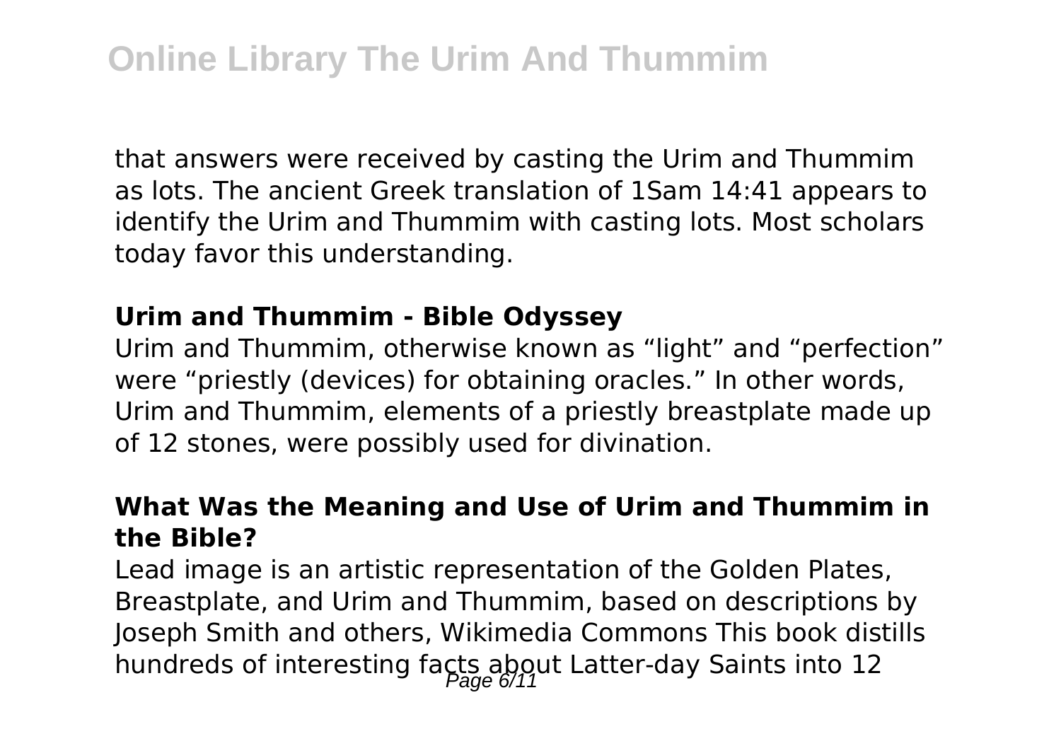that answers were received by casting the Urim and Thummim as lots. The ancient Greek translation of 1Sam 14:41 appears to identify the Urim and Thummim with casting lots. Most scholars today favor this understanding.

### Urim and Thummim - Bible Odyssey

Urim and Thummim, otherwise known as "light" and "perfection" were "priestly (devices) for obtaining oracles." In other words, Urim and Thummim, elements of a priestly breastplate made up of 12 stones, were possibly used for divination.

### What Was the Meaning and Use of Urim and Thummim in the Bible?

Lead image is an artistic representation of the Golden Plates, Breastplate, and Urim and Thummim, based on descriptions by Joseph Smith and others, Wikimedia Commons This book distills hundreds of interesting facts about Latter-day Saints into 12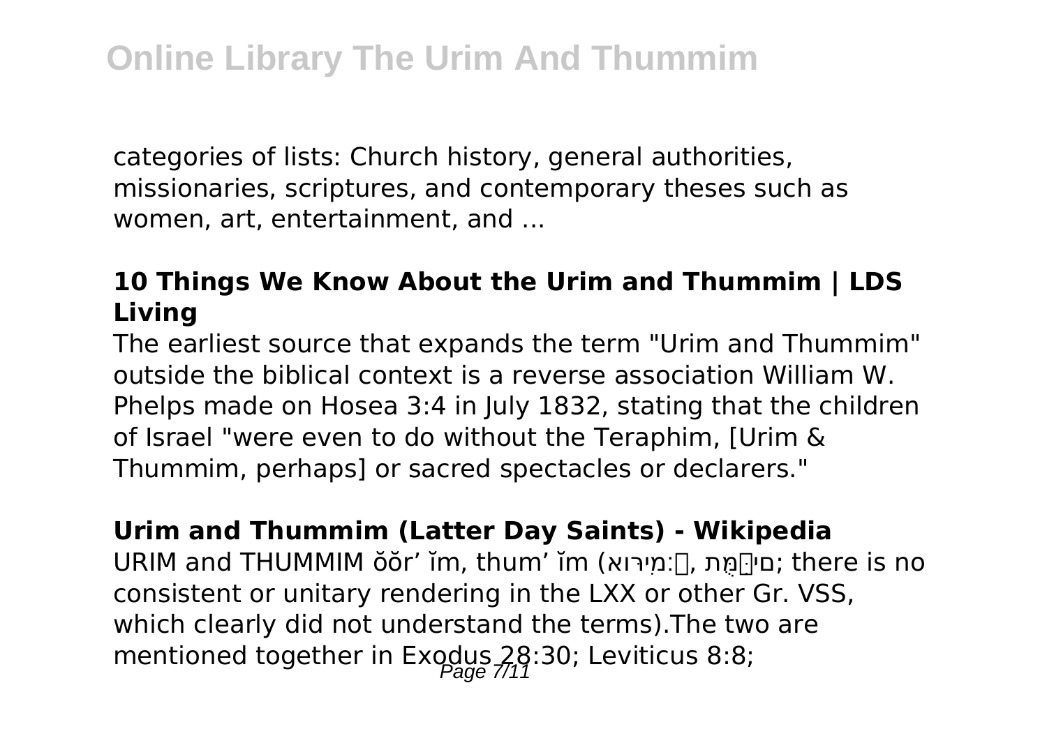categories of lists: Church history, general authorities, missionaries, scriptures, and contemporary theses such as women, art, entertainment, and ...

### 10 Things We Know About the Urim and Thummim | LDS Living

The earliest source that expands the term "Urim and Thummim" outside the biblical context is a reverse association William W. Phelps made on Hosea 3:4 in July 1832, stating that the children of Israel "were even to do without the Teraphim, [Urim & Thummim, perhaps] or sacred spectacles or declarers."

### Urim and Thummim (Latter Day Saints) - Wikipedia

URIM and THUMMIM ŏŏr′ ĭm, thum′ ĭm (אוּרִים, תֻּמִּים; there is no consistent or unitary rendering in the LXX or other Gr. VSS, which clearly did not understand the terms).The two are mentioned together in Exodus 28:30; Leviticus 8:8;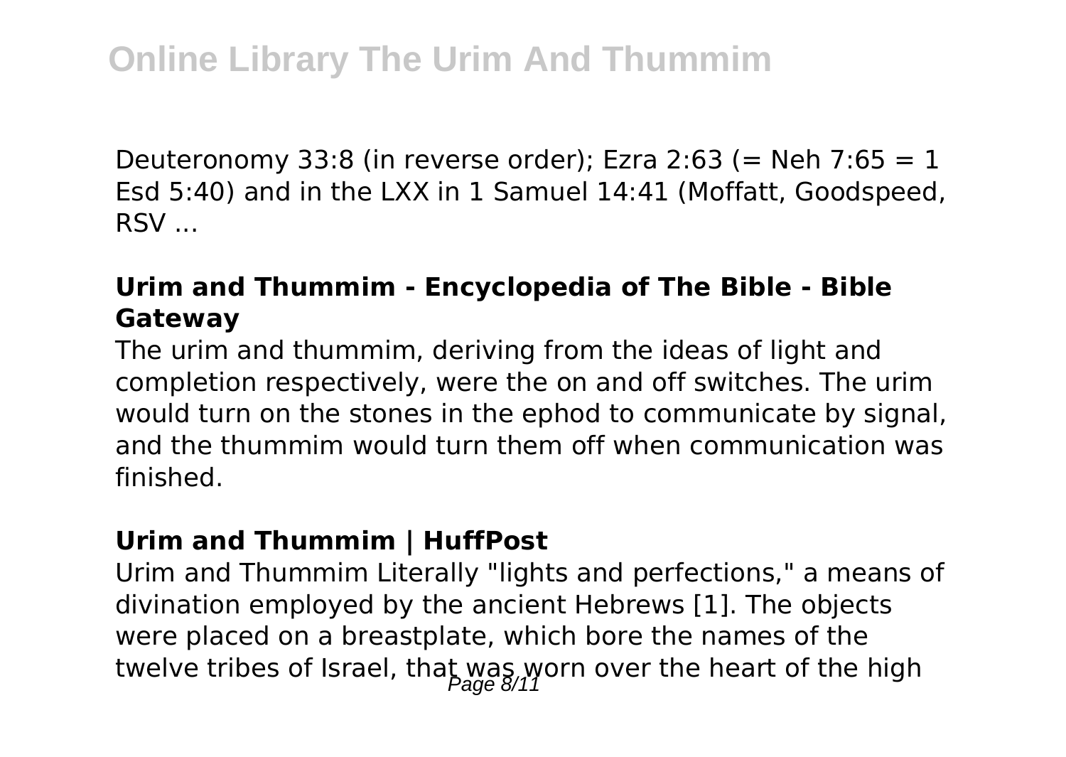Deuteronomy 33:8 (in reverse order); Ezra 2:63 (= Neh 7:65 = 1 Esd 5:40) and in the LXX in 1 Samuel 14:41 (Moffatt, Goodspeed, RSV ...

**Urim and Thummim - Encyclopedia of The Bible - Bible Gateway**

The urim and thummim, deriving from the ideas of light and completion respectively, were the on and off switches. The urim would turn on the stones in the ephod to communicate by signal, and the thummim would turn them off when communication was finished.

**Urim and Thummim | HuffPost**

Urim and Thummim Literally "lights and perfections," a means of divination employed by the ancient Hebrews [1]. The objects were placed on a breastplate, which bore the names of the twelve tribes of Israel, that was worn over the heart of the high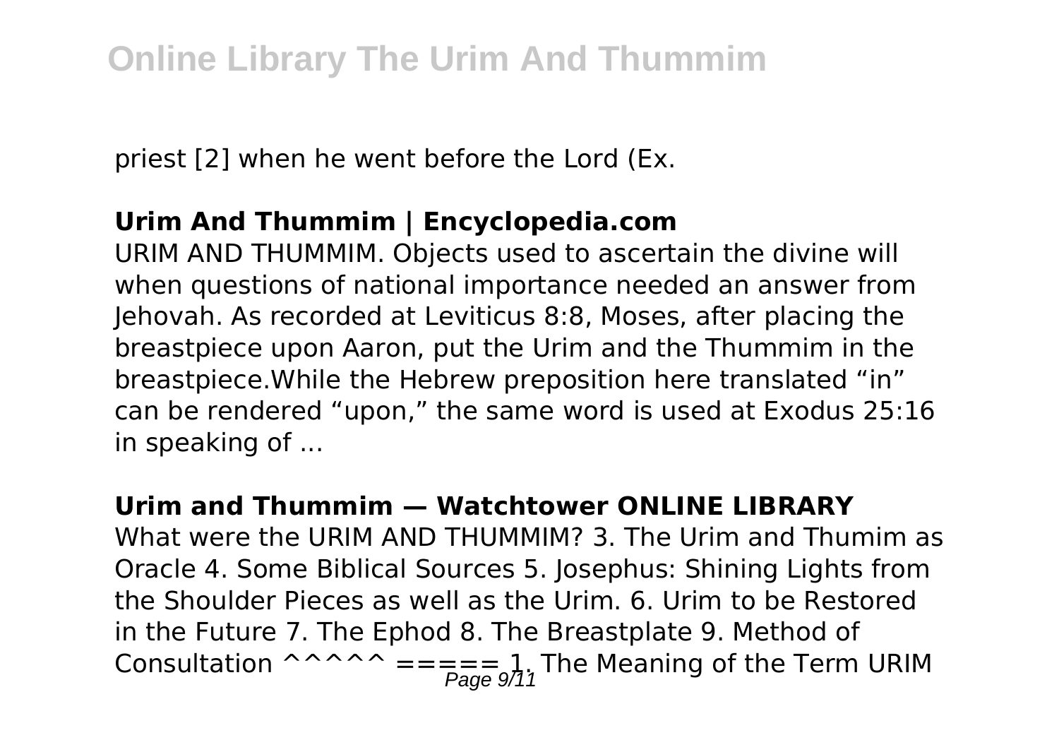priest [2] when he went before the Lord (Ex.

### **Urim And Thummim | Encyclopedia.com**

URIM AND THUMMIM. Objects used to ascertain the divine will when questions of national importance needed an answer from Jehovah. As recorded at Leviticus 8:8, Moses, after placing the breastpiece upon Aaron, put the Urim and the Thummim in the breastpiece.While the Hebrew preposition here translated “in” can be rendered “upon,” the same word is used at Exodus 25:16 in speaking of ...

### **Urim and Thummim — Watchtower ONLINE LIBRARY**

What were the URIM AND THUMMIM? 3. The Urim and Thumim as Oracle 4. Some Biblical Sources 5. Josephus: Shining Lights from the Shoulder Pieces as well as the Urim. 6. Urim to be Restored in the Future 7. The Ephod 8. The Breastplate 9. Method of Consultation ^^^^^ ===== 1. The Meaning of the Term URIM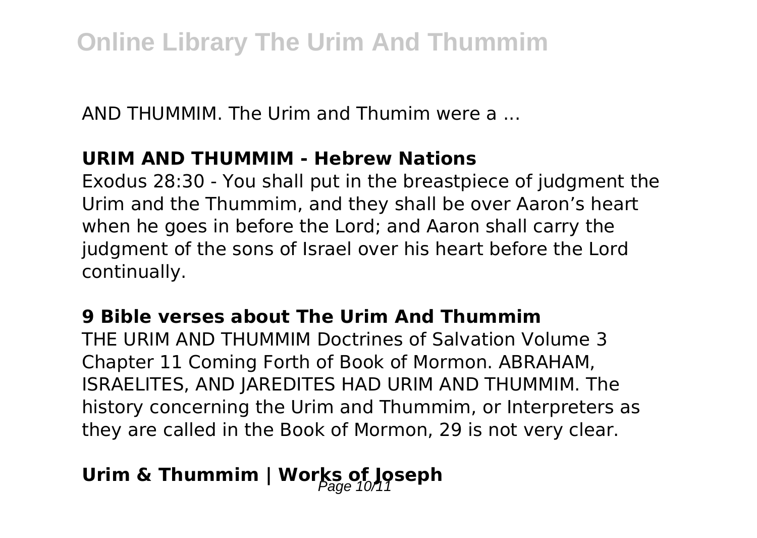AND THUMMIM. The Urim and Thumim were a ...

**URIM AND THUMMIM - Hebrew Nations**

Exodus 28:30 - You shall put in the breastpiece of judgment the Urim and the Thummim, and they shall be over Aaron's heart when he goes in before the Lord; and Aaron shall carry the judgment of the sons of Israel over his heart before the Lord continually.

**9 Bible verses about The Urim And Thummim**

THE URIM AND THUMMIM Doctrines of Salvation Volume 3 Chapter 11 Coming Forth of Book of Mormon. ABRAHAM, ISRAELITES, AND JAREDITES HAD URIM AND THUMMIM. The history concerning the Urim and Thummim, or Interpreters as they are called in the Book of Mormon, 29 is not very clear.

## Urim & Thummim | Works of Joseph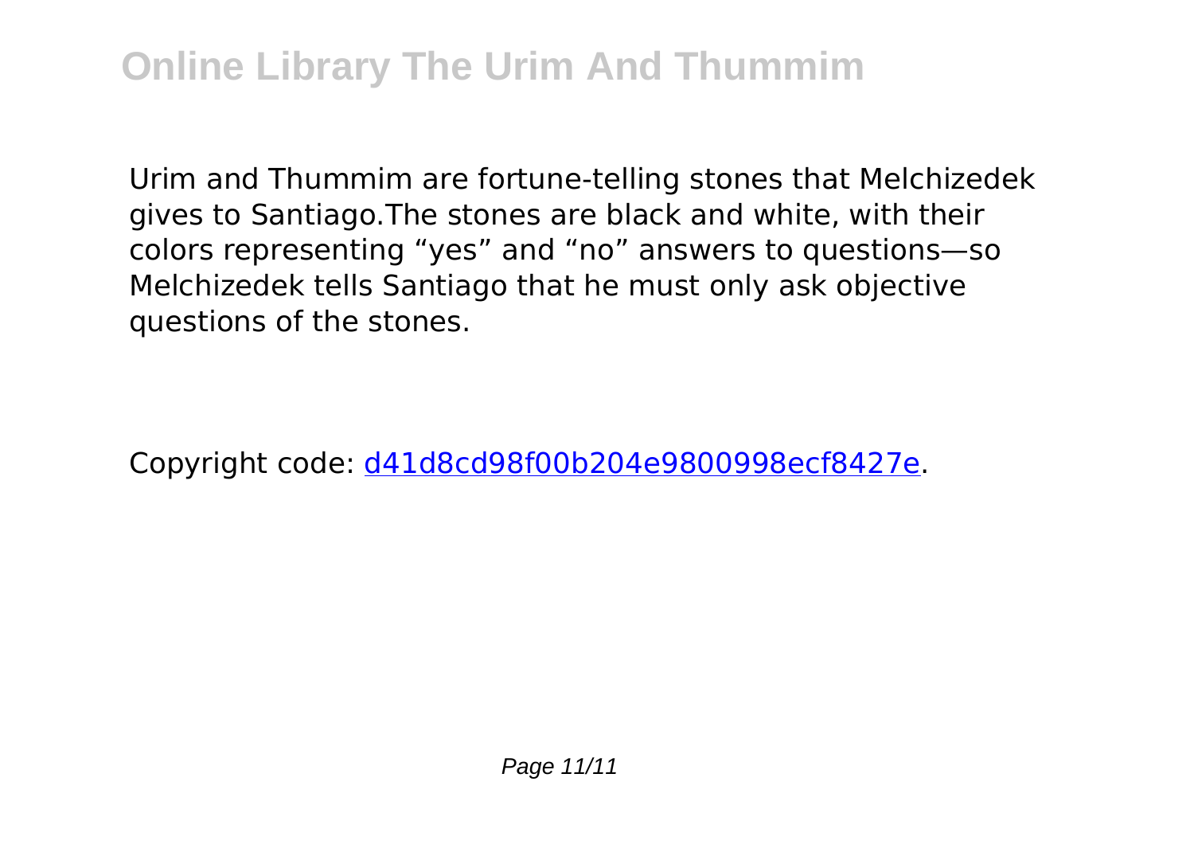Urim and Thummim are fortune-telling stones that Melchizedek gives to Santiago.The stones are black and white, with their colors representing “yes” and “no” answers to questions—so Melchizedek tells Santiago that he must only ask objective questions of the stones.

Copyright code: [d41d8cd98f00b204e9800998ecf8427e](d41d8cd98f00b204e9800998ecf8427e).